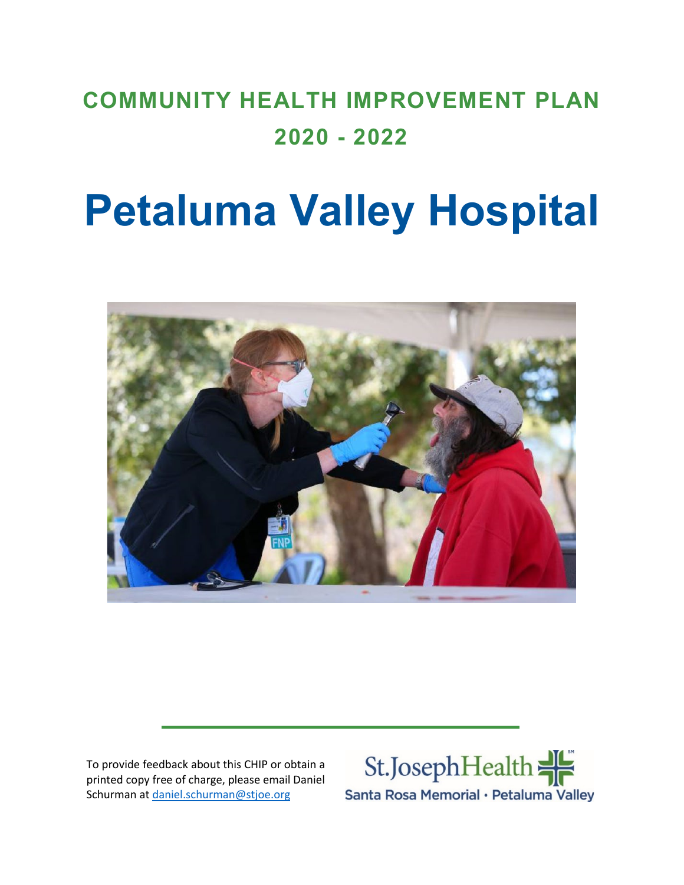# COMMUNITY HEALTH IMPROVEMENT PLAN
# 2020 - 2022

# Petaluma Valley Hospital

To provide feedback about this CHIP or obtain a printed copy free of charge, please email Daniel Schurman at [daniel.schurman@stjoe.org](mailto:daniel.schurman@stjoe.org)

St.Joseph Health
Santa Rosa Memorial · Petaluma Valley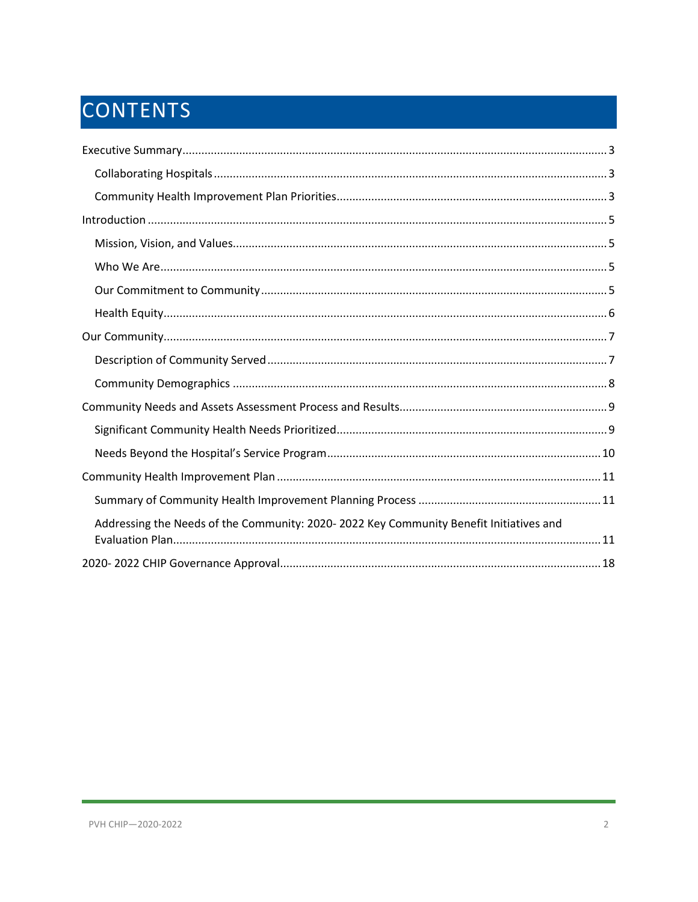# CONTENTS

- Executive Summary ..... 3
  - Collaborating Hospitals ..... 3
  - Community Health Improvement Plan Priorities ..... 3
- Introduction ..... 5
  - Mission, Vision, and Values ..... 5
  - Who We Are ..... 5
  - Our Commitment to Community ..... 5
  - Health Equity ..... 6
- Our Community ..... 7
  - Description of Community Served ..... 7
  - Community Demographics ..... 8
- Community Needs and Assets Assessment Process and Results ..... 9
  - Significant Community Health Needs Prioritized ..... 9
  - Needs Beyond the Hospital's Service Program ..... 10
- Community Health Improvement Plan ..... 11
  - Summary of Community Health Improvement Planning Process ..... 11
  - Addressing the Needs of the Community: 2020- 2022 Key Community Benefit Initiatives and Evaluation Plan ..... 11
- 2020- 2022 CHIP Governance Approval ..... 18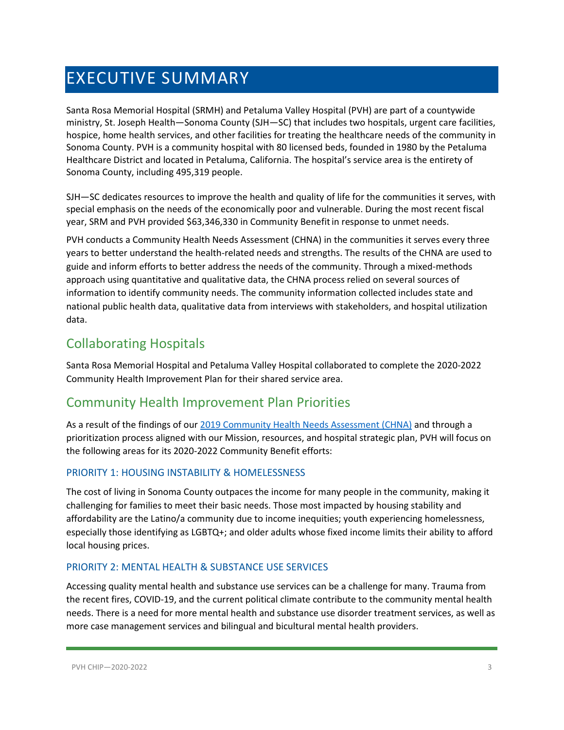# EXECUTIVE SUMMARY

Santa Rosa Memorial Hospital (SRMH) and Petaluma Valley Hospital (PVH) are part of a countywide ministry, St. Joseph Health—Sonoma County (SJH—SC) that includes two hospitals, urgent care facilities, hospice, home health services, and other facilities for treating the healthcare needs of the community in Sonoma County. PVH is a community hospital with 80 licensed beds, founded in 1980 by the Petaluma Healthcare District and located in Petaluma, California. The hospital's service area is the entirety of Sonoma County, including 495,319 people.

SJH—SC dedicates resources to improve the health and quality of life for the communities it serves, with special emphasis on the needs of the economically poor and vulnerable. During the most recent fiscal year, SRM and PVH provided $63,346,330 in Community Benefit in response to unmet needs.

PVH conducts a Community Health Needs Assessment (CHNA) in the communities it serves every three years to better understand the health-related needs and strengths. The results of the CHNA are used to guide and inform efforts to better address the needs of the community. Through a mixed-methods approach using quantitative and qualitative data, the CHNA process relied on several sources of information to identify community needs. The community information collected includes state and national public health data, qualitative data from interviews with stakeholders, and hospital utilization data.

## Collaborating Hospitals

Santa Rosa Memorial Hospital and Petaluma Valley Hospital collaborated to complete the 2020-2022 Community Health Improvement Plan for their shared service area.

## Community Health Improvement Plan Priorities

As a result of the findings of our 2019 Community Health Needs Assessment (CHNA) and through a prioritization process aligned with our Mission, resources, and hospital strategic plan, PVH will focus on the following areas for its 2020-2022 Community Benefit efforts:

### PRIORITY 1: HOUSING INSTABILITY & HOMELESSNESS

The cost of living in Sonoma County outpaces the income for many people in the community, making it challenging for families to meet their basic needs. Those most impacted by housing stability and affordability are the Latino/a community due to income inequities; youth experiencing homelessness, especially those identifying as LGBTQ+; and older adults whose fixed income limits their ability to afford local housing prices.

### PRIORITY 2: MENTAL HEALTH & SUBSTANCE USE SERVICES

Accessing quality mental health and substance use services can be a challenge for many. Trauma from the recent fires, COVID-19, and the current political climate contribute to the community mental health needs. There is a need for more mental health and substance use disorder treatment services, as well as more case management services and bilingual and bicultural mental health providers.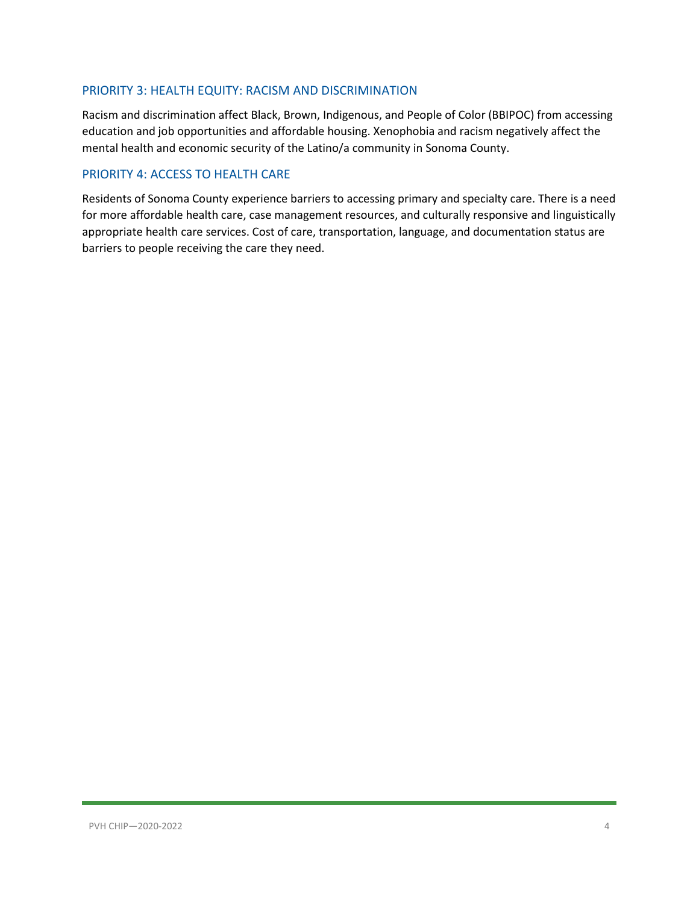## PRIORITY 3: HEALTH EQUITY: RACISM AND DISCRIMINATION

Racism and discrimination affect Black, Brown, Indigenous, and People of Color (BBIPOC) from accessing education and job opportunities and affordable housing. Xenophobia and racism negatively affect the mental health and economic security of the Latino/a community in Sonoma County.

## PRIORITY 4: ACCESS TO HEALTH CARE

Residents of Sonoma County experience barriers to accessing primary and specialty care. There is a need for more affordable health care, case management resources, and culturally responsive and linguistically appropriate health care services. Cost of care, transportation, language, and documentation status are barriers to people receiving the care they need.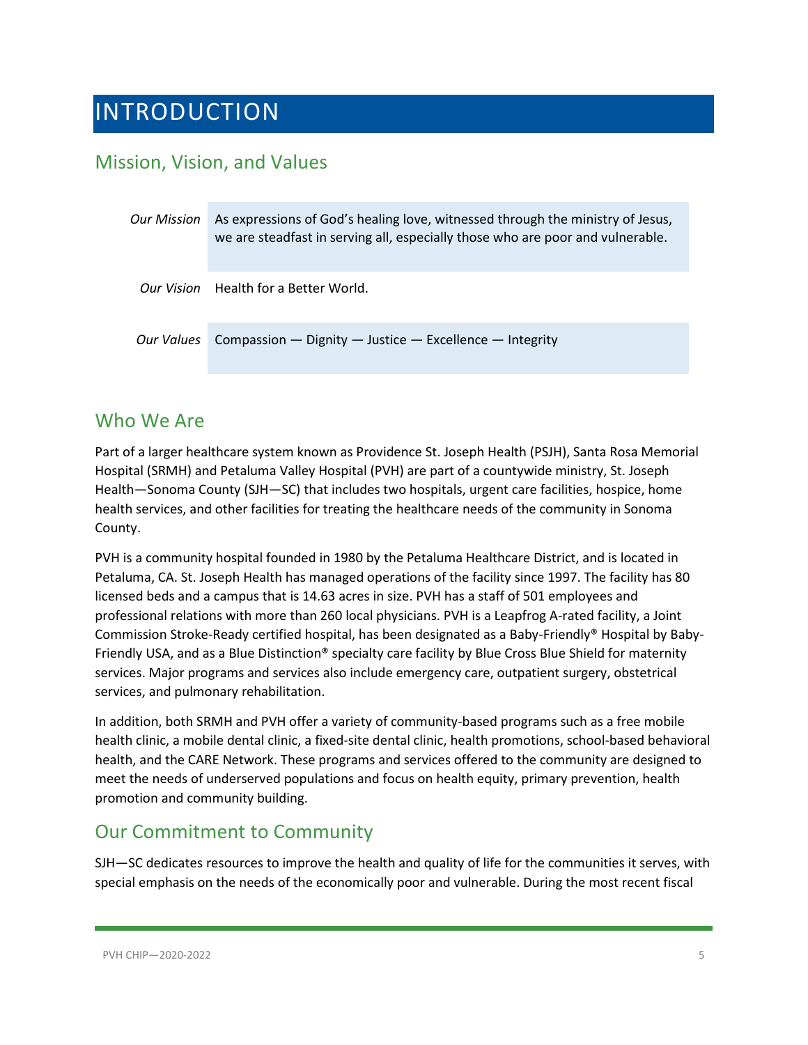# INTRODUCTION

## Mission, Vision, and Values

| | |
|---|---|
| *Our Mission* | As expressions of God's healing love, witnessed through the ministry of Jesus, we are steadfast in serving all, especially those who are poor and vulnerable. |
| *Our Vision* | Health for a Better World. |
| *Our Values* | Compassion — Dignity — Justice — Excellence — Integrity |

## Who We Are

Part of a larger healthcare system known as Providence St. Joseph Health (PSJH), Santa Rosa Memorial Hospital (SRMH) and Petaluma Valley Hospital (PVH) are part of a countywide ministry, St. Joseph Health—Sonoma County (SJH—SC) that includes two hospitals, urgent care facilities, hospice, home health services, and other facilities for treating the healthcare needs of the community in Sonoma County.

PVH is a community hospital founded in 1980 by the Petaluma Healthcare District, and is located in Petaluma, CA. St. Joseph Health has managed operations of the facility since 1997. The facility has 80 licensed beds and a campus that is 14.63 acres in size. PVH has a staff of 501 employees and professional relations with more than 260 local physicians. PVH is a Leapfrog A-rated facility, a Joint Commission Stroke-Ready certified hospital, has been designated as a Baby-Friendly® Hospital by Baby-Friendly USA, and as a Blue Distinction® specialty care facility by Blue Cross Blue Shield for maternity services. Major programs and services also include emergency care, outpatient surgery, obstetrical services, and pulmonary rehabilitation.

In addition, both SRMH and PVH offer a variety of community-based programs such as a free mobile health clinic, a mobile dental clinic, a fixed-site dental clinic, health promotions, school-based behavioral health, and the CARE Network. These programs and services offered to the community are designed to meet the needs of underserved populations and focus on health equity, primary prevention, health promotion and community building.

## Our Commitment to Community

SJH—SC dedicates resources to improve the health and quality of life for the communities it serves, with special emphasis on the needs of the economically poor and vulnerable. During the most recent fiscal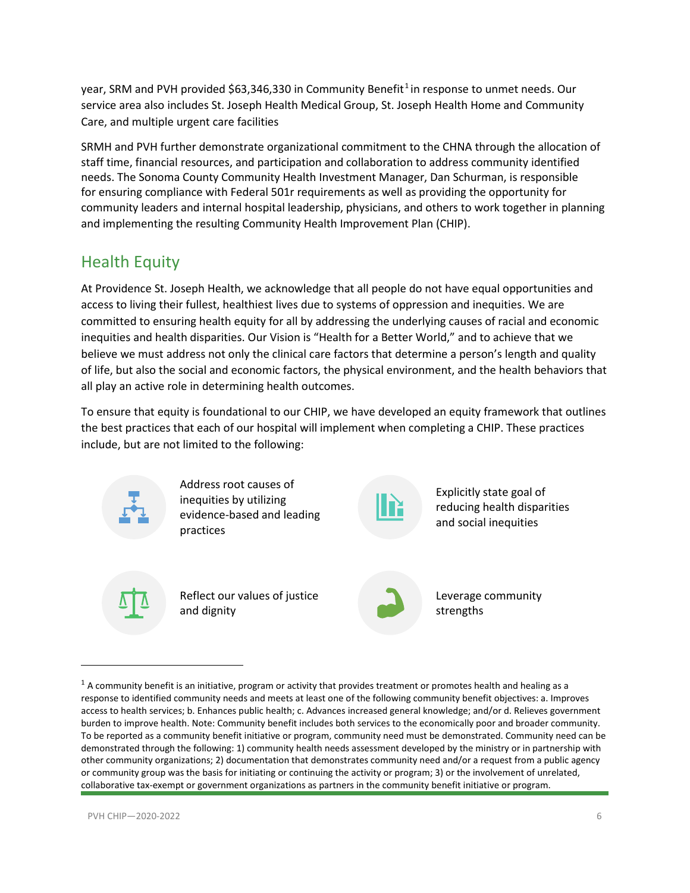year, SRM and PVH provided $63,346,330 in Community Benefit[1] in response to unmet needs. Our service area also includes St. Joseph Health Medical Group, St. Joseph Health Home and Community Care, and multiple urgent care facilities

SRMH and PVH further demonstrate organizational commitment to the CHNA through the allocation of staff time, financial resources, and participation and collaboration to address community identified needs. The Sonoma County Community Health Investment Manager, Dan Schurman, is responsible for ensuring compliance with Federal 501r requirements as well as providing the opportunity for community leaders and internal hospital leadership, physicians, and others to work together in planning and implementing the resulting Community Health Improvement Plan (CHIP).

## Health Equity

At Providence St. Joseph Health, we acknowledge that all people do not have equal opportunities and access to living their fullest, healthiest lives due to systems of oppression and inequities. We are committed to ensuring health equity for all by addressing the underlying causes of racial and economic inequities and health disparities. Our Vision is "Health for a Better World," and to achieve that we believe we must address not only the clinical care factors that determine a person's length and quality of life, but also the social and economic factors, the physical environment, and the health behaviors that all play an active role in determining health outcomes.

To ensure that equity is foundational to our CHIP, we have developed an equity framework that outlines the best practices that each of our hospital will implement when completing a CHIP. These practices include, but are not limited to the following:

- Address root causes of inequities by utilizing evidence-based and leading practices
- Explicitly state goal of reducing health disparities and social inequities
- Reflect our values of justice and dignity
- Leverage community strengths

[1] A community benefit is an initiative, program or activity that provides treatment or promotes health and healing as a response to identified community needs and meets at least one of the following community benefit objectives: a. Improves access to health services; b. Enhances public health; c. Advances increased general knowledge; and/or d. Relieves government burden to improve health. Note: Community benefit includes both services to the economically poor and broader community. To be reported as a community benefit initiative or program, community need must be demonstrated. Community need can be demonstrated through the following: 1) community health needs assessment developed by the ministry or in partnership with other community organizations; 2) documentation that demonstrates community need and/or a request from a public agency or community group was the basis for initiating or continuing the activity or program; 3) or the involvement of unrelated, collaborative tax-exempt or government organizations as partners in the community benefit initiative or program.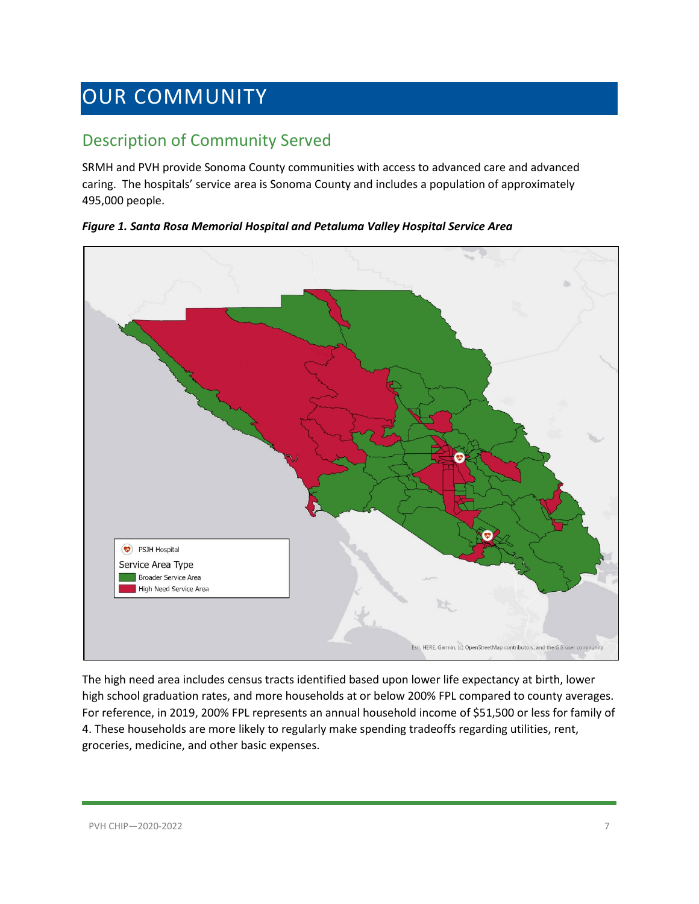# OUR COMMUNITY

## Description of Community Served

SRMH and PVH provide Sonoma County communities with access to advanced care and advanced caring. The hospitals' service area is Sonoma County and includes a population of approximately 495,000 people.

***Figure 1. Santa Rosa Memorial Hospital and Petaluma Valley Hospital Service Area***

The high need area includes census tracts identified based upon lower life expectancy at birth, lower high school graduation rates, and more households at or below 200% FPL compared to county averages. For reference, in 2019, 200% FPL represents an annual household income of $51,500 or less for family of 4. These households are more likely to regularly make spending tradeoffs regarding utilities, rent, groceries, medicine, and other basic expenses.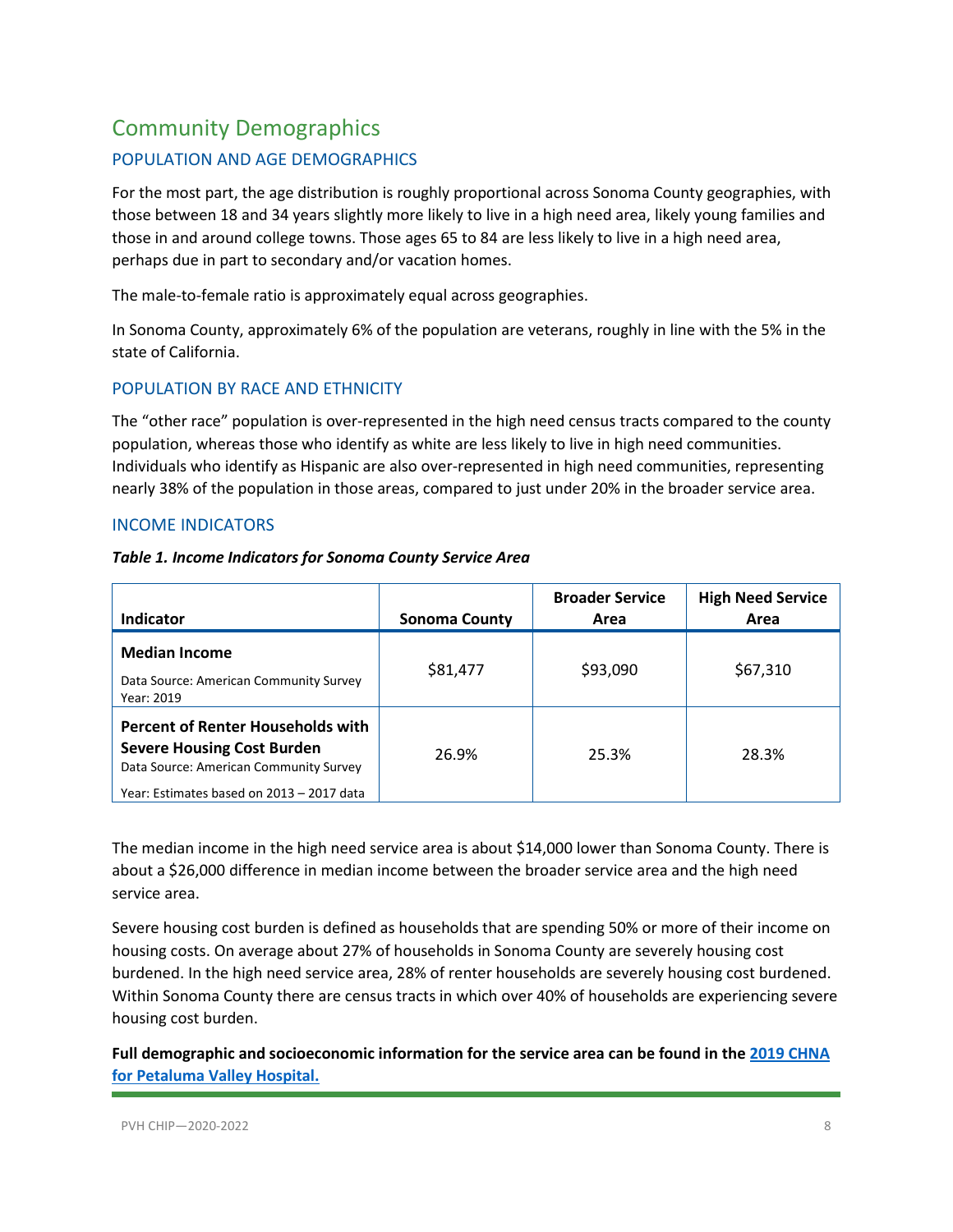## Community Demographics

### POPULATION AND AGE DEMOGRAPHICS

For the most part, the age distribution is roughly proportional across Sonoma County geographies, with those between 18 and 34 years slightly more likely to live in a high need area, likely young families and those in and around college towns. Those ages 65 to 84 are less likely to live in a high need area, perhaps due in part to secondary and/or vacation homes.

The male-to-female ratio is approximately equal across geographies.

In Sonoma County, approximately 6% of the population are veterans, roughly in line with the 5% in the state of California.

### POPULATION BY RACE AND ETHNICITY

The "other race" population is over-represented in the high need census tracts compared to the county population, whereas those who identify as white are less likely to live in high need communities. Individuals who identify as Hispanic are also over-represented in high need communities, representing nearly 38% of the population in those areas, compared to just under 20% in the broader service area.

### INCOME INDICATORS

***Table 1. Income Indicators for Sonoma County Service Area***

| Indicator | Sonoma County | Broader Service Area | High Need Service Area |
|---|---|---|---|
| **Median Income**<br>Data Source: American Community Survey<br>Year: 2019 | $81,477 | $93,090 | $67,310 |
| **Percent of Renter Households with Severe Housing Cost Burden**<br>Data Source: American Community Survey<br>Year: Estimates based on 2013 – 2017 data | 26.9% | 25.3% | 28.3% |

The median income in the high need service area is about $14,000 lower than Sonoma County. There is about a $26,000 difference in median income between the broader service area and the high need service area.

Severe housing cost burden is defined as households that are spending 50% or more of their income on housing costs. On average about 27% of households in Sonoma County are severely housing cost burdened. In the high need service area, 28% of renter households are severely housing cost burdened. Within Sonoma County there are census tracts in which over 40% of households are experiencing severe housing cost burden.

**Full demographic and socioeconomic information for the service area can be found in the 2019 CHNA for Petaluma Valley Hospital.**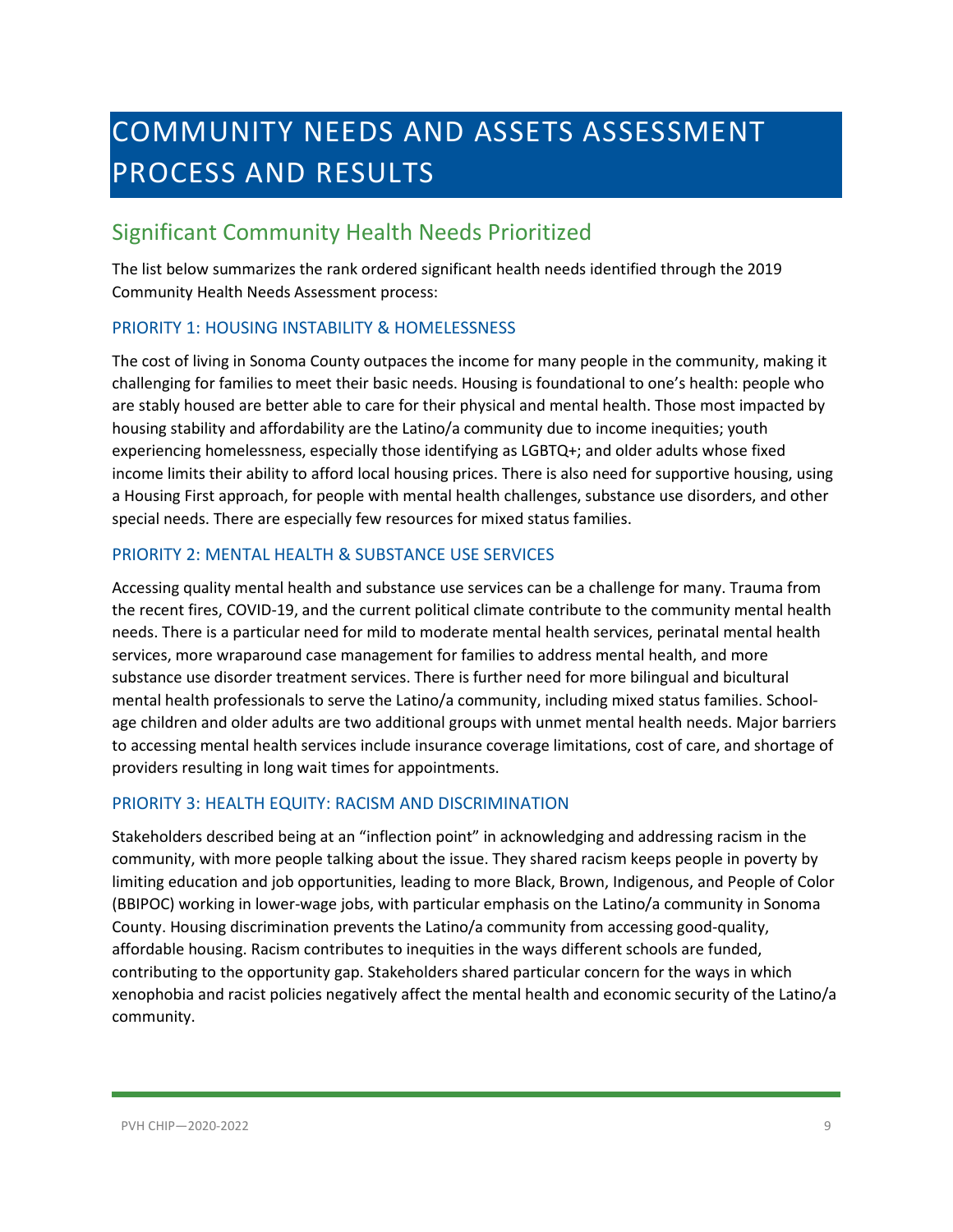# COMMUNITY NEEDS AND ASSETS ASSESSMENT PROCESS AND RESULTS

## Significant Community Health Needs Prioritized

The list below summarizes the rank ordered significant health needs identified through the 2019 Community Health Needs Assessment process:

### PRIORITY 1: HOUSING INSTABILITY & HOMELESSNESS

The cost of living in Sonoma County outpaces the income for many people in the community, making it challenging for families to meet their basic needs. Housing is foundational to one's health: people who are stably housed are better able to care for their physical and mental health. Those most impacted by housing stability and affordability are the Latino/a community due to income inequities; youth experiencing homelessness, especially those identifying as LGBTQ+; and older adults whose fixed income limits their ability to afford local housing prices. There is also need for supportive housing, using a Housing First approach, for people with mental health challenges, substance use disorders, and other special needs. There are especially few resources for mixed status families.

### PRIORITY 2: MENTAL HEALTH & SUBSTANCE USE SERVICES

Accessing quality mental health and substance use services can be a challenge for many. Trauma from the recent fires, COVID-19, and the current political climate contribute to the community mental health needs. There is a particular need for mild to moderate mental health services, perinatal mental health services, more wraparound case management for families to address mental health, and more substance use disorder treatment services. There is further need for more bilingual and bicultural mental health professionals to serve the Latino/a community, including mixed status families. School-age children and older adults are two additional groups with unmet mental health needs. Major barriers to accessing mental health services include insurance coverage limitations, cost of care, and shortage of providers resulting in long wait times for appointments.

### PRIORITY 3: HEALTH EQUITY: RACISM AND DISCRIMINATION

Stakeholders described being at an "inflection point" in acknowledging and addressing racism in the community, with more people talking about the issue. They shared racism keeps people in poverty by limiting education and job opportunities, leading to more Black, Brown, Indigenous, and People of Color (BBIPOC) working in lower-wage jobs, with particular emphasis on the Latino/a community in Sonoma County. Housing discrimination prevents the Latino/a community from accessing good-quality, affordable housing. Racism contributes to inequities in the ways different schools are funded, contributing to the opportunity gap. Stakeholders shared particular concern for the ways in which xenophobia and racist policies negatively affect the mental health and economic security of the Latino/a community.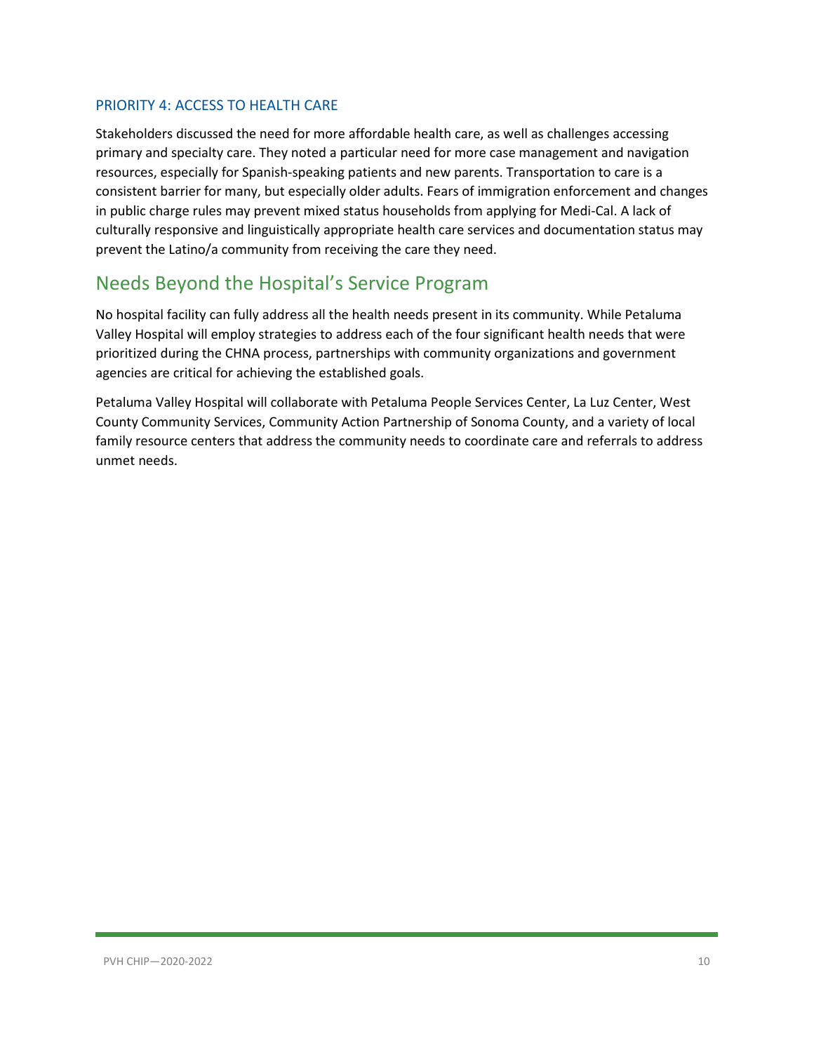### PRIORITY 4: ACCESS TO HEALTH CARE

Stakeholders discussed the need for more affordable health care, as well as challenges accessing primary and specialty care. They noted a particular need for more case management and navigation resources, especially for Spanish-speaking patients and new parents. Transportation to care is a consistent barrier for many, but especially older adults. Fears of immigration enforcement and changes in public charge rules may prevent mixed status households from applying for Medi-Cal. A lack of culturally responsive and linguistically appropriate health care services and documentation status may prevent the Latino/a community from receiving the care they need.

## Needs Beyond the Hospital's Service Program

No hospital facility can fully address all the health needs present in its community. While Petaluma Valley Hospital will employ strategies to address each of the four significant health needs that were prioritized during the CHNA process, partnerships with community organizations and government agencies are critical for achieving the established goals.

Petaluma Valley Hospital will collaborate with Petaluma People Services Center, La Luz Center, West County Community Services, Community Action Partnership of Sonoma County, and a variety of local family resource centers that address the community needs to coordinate care and referrals to address unmet needs.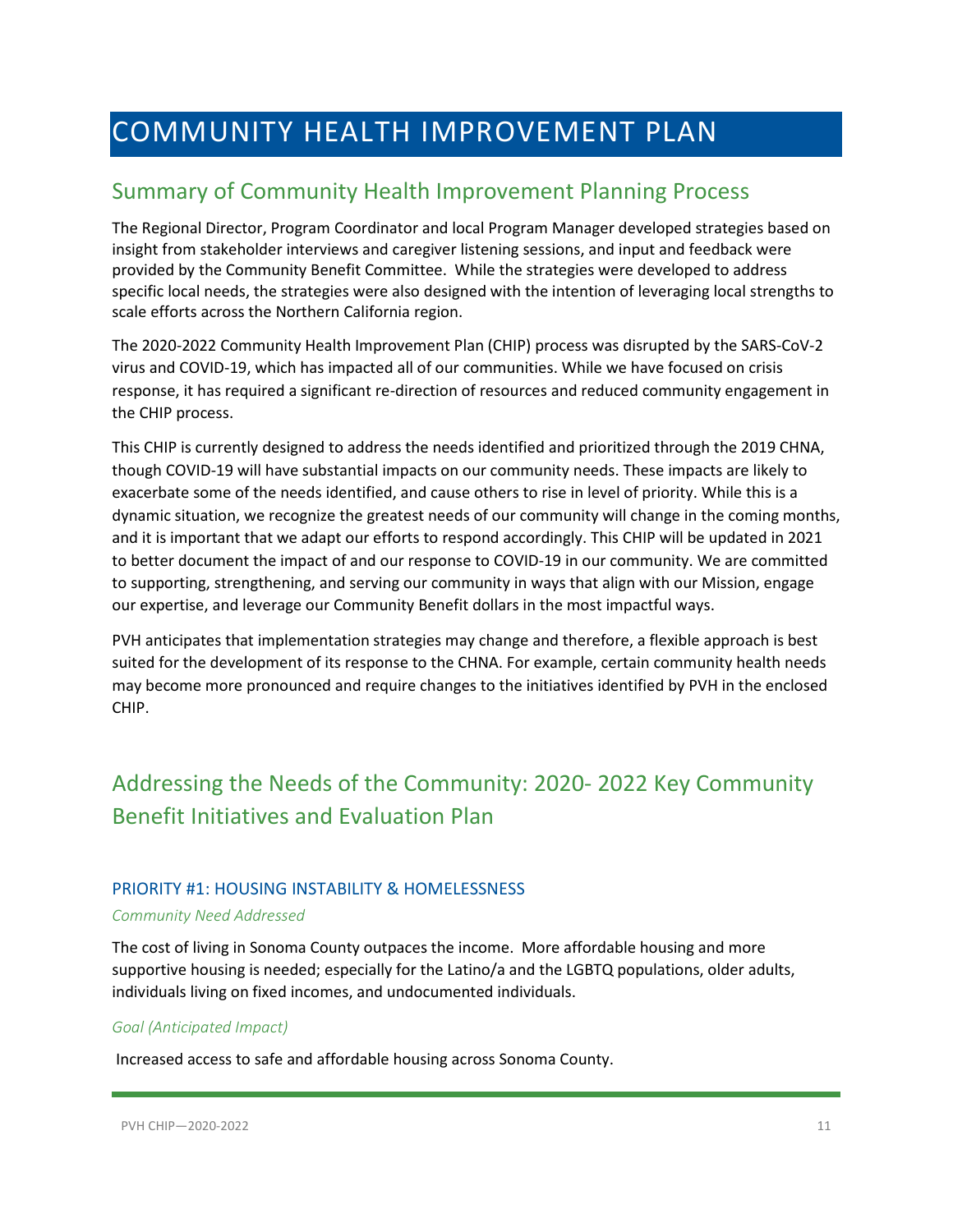# COMMUNITY HEALTH IMPROVEMENT PLAN

## Summary of Community Health Improvement Planning Process

The Regional Director, Program Coordinator and local Program Manager developed strategies based on insight from stakeholder interviews and caregiver listening sessions, and input and feedback were provided by the Community Benefit Committee. While the strategies were developed to address specific local needs, the strategies were also designed with the intention of leveraging local strengths to scale efforts across the Northern California region.

The 2020-2022 Community Health Improvement Plan (CHIP) process was disrupted by the SARS-CoV-2 virus and COVID-19, which has impacted all of our communities. While we have focused on crisis response, it has required a significant re-direction of resources and reduced community engagement in the CHIP process.

This CHIP is currently designed to address the needs identified and prioritized through the 2019 CHNA, though COVID-19 will have substantial impacts on our community needs. These impacts are likely to exacerbate some of the needs identified, and cause others to rise in level of priority. While this is a dynamic situation, we recognize the greatest needs of our community will change in the coming months, and it is important that we adapt our efforts to respond accordingly. This CHIP will be updated in 2021 to better document the impact of and our response to COVID-19 in our community. We are committed to supporting, strengthening, and serving our community in ways that align with our Mission, engage our expertise, and leverage our Community Benefit dollars in the most impactful ways.

PVH anticipates that implementation strategies may change and therefore, a flexible approach is best suited for the development of its response to the CHNA. For example, certain community health needs may become more pronounced and require changes to the initiatives identified by PVH in the enclosed CHIP.

## Addressing the Needs of the Community: 2020- 2022 Key Community Benefit Initiatives and Evaluation Plan

### PRIORITY #1: HOUSING INSTABILITY & HOMELESSNESS

*Community Need Addressed*

The cost of living in Sonoma County outpaces the income. More affordable housing and more supportive housing is needed; especially for the Latino/a and the LGBTQ populations, older adults, individuals living on fixed incomes, and undocumented individuals.

*Goal (Anticipated Impact)*

Increased access to safe and affordable housing across Sonoma County.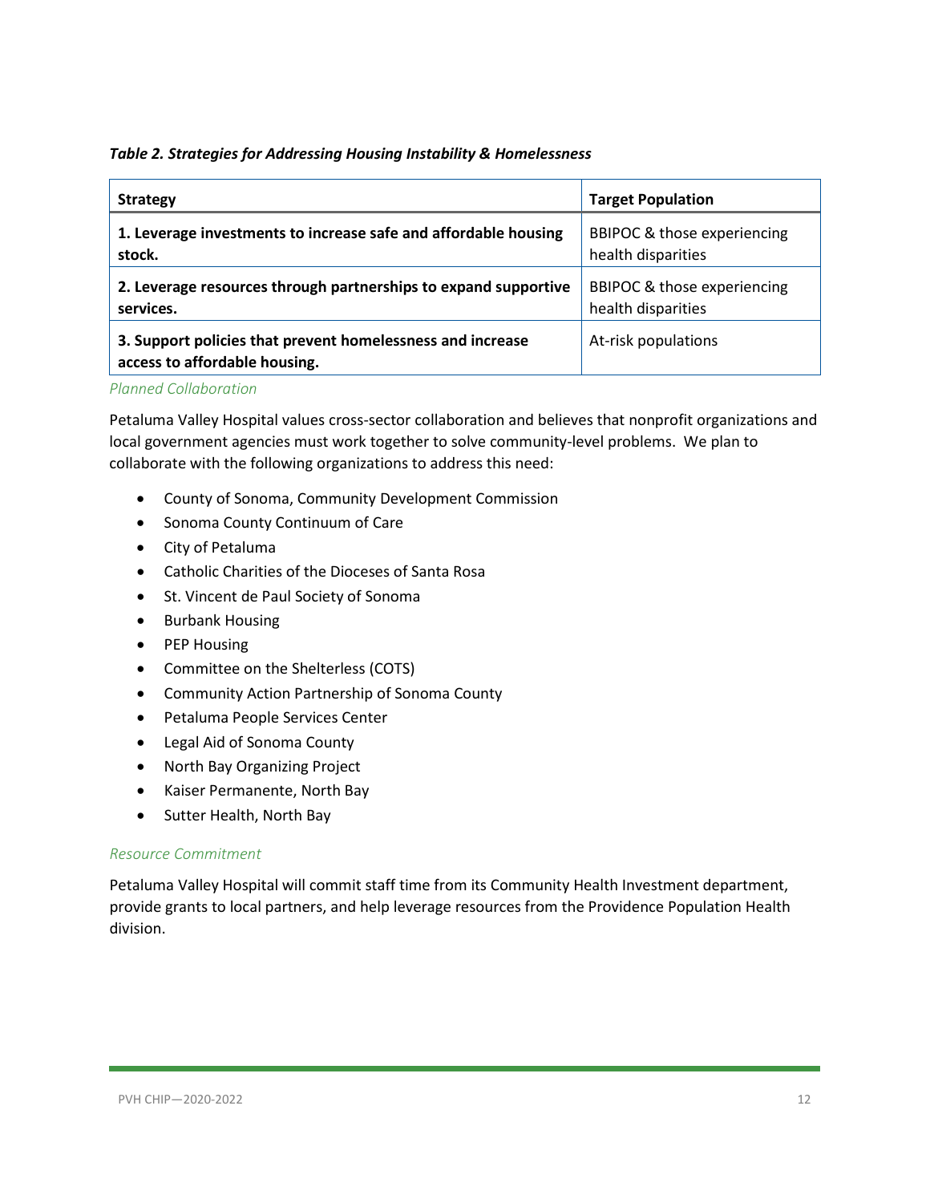*Table 2. Strategies for Addressing Housing Instability & Homelessness*

| Strategy | Target Population |
|---|---|
| **1. Leverage investments to increase safe and affordable housing stock.** | BBIPOC & those experiencing health disparities |
| **2. Leverage resources through partnerships to expand supportive services.** | BBIPOC & those experiencing health disparities |
| **3. Support policies that prevent homelessness and increase access to affordable housing.** | At-risk populations |

### *Planned Collaboration*

Petaluma Valley Hospital values cross-sector collaboration and believes that nonprofit organizations and local government agencies must work together to solve community-level problems. We plan to collaborate with the following organizations to address this need:

- County of Sonoma, Community Development Commission
- Sonoma County Continuum of Care
- City of Petaluma
- Catholic Charities of the Dioceses of Santa Rosa
- St. Vincent de Paul Society of Sonoma
- Burbank Housing
- PEP Housing
- Committee on the Shelterless (COTS)
- Community Action Partnership of Sonoma County
- Petaluma People Services Center
- Legal Aid of Sonoma County
- North Bay Organizing Project
- Kaiser Permanente, North Bay
- Sutter Health, North Bay

### *Resource Commitment*

Petaluma Valley Hospital will commit staff time from its Community Health Investment department, provide grants to local partners, and help leverage resources from the Providence Population Health division.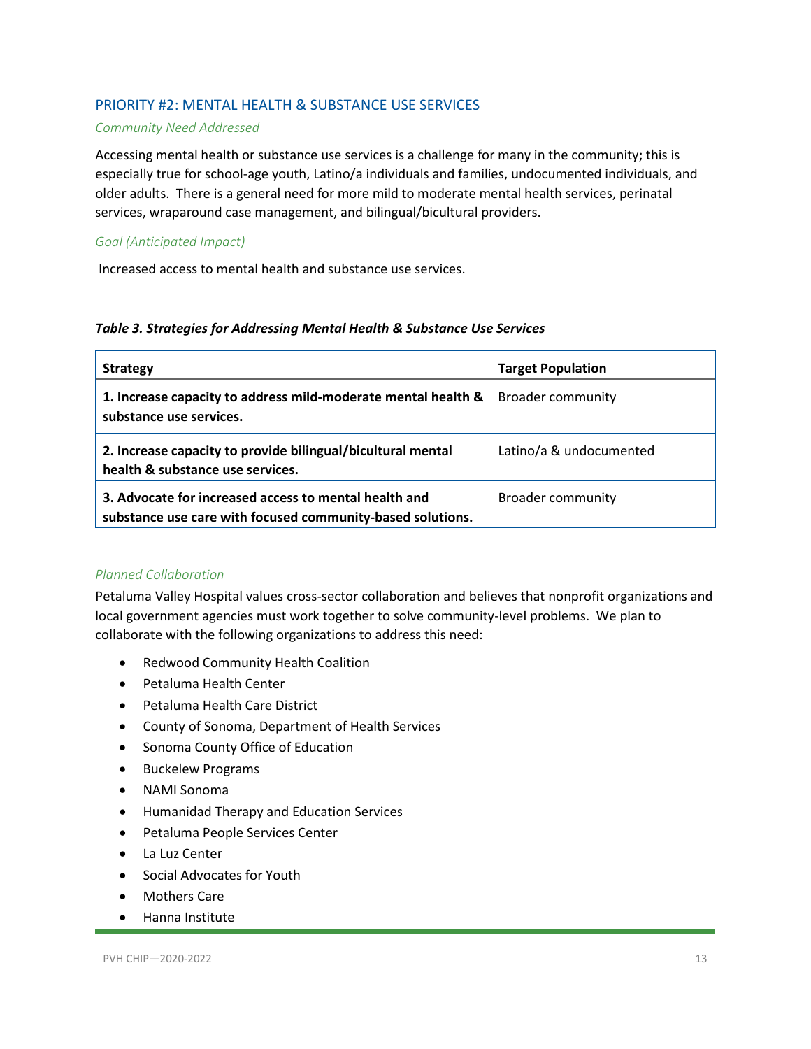## PRIORITY #2: MENTAL HEALTH & SUBSTANCE USE SERVICES

*Community Need Addressed*

Accessing mental health or substance use services is a challenge for many in the community; this is especially true for school-age youth, Latino/a individuals and families, undocumented individuals, and older adults. There is a general need for more mild to moderate mental health services, perinatal services, wraparound case management, and bilingual/bicultural providers.

*Goal (Anticipated Impact)*

Increased access to mental health and substance use services.

***Table 3. Strategies for Addressing Mental Health & Substance Use Services***

| Strategy | Target Population |
|---|---|
| **1. Increase capacity to address mild-moderate mental health & substance use services.** | Broader community |
| **2. Increase capacity to provide bilingual/bicultural mental health & substance use services.** | Latino/a & undocumented |
| **3. Advocate for increased access to mental health and substance use care with focused community-based solutions.** | Broader community |

*Planned Collaboration*

Petaluma Valley Hospital values cross-sector collaboration and believes that nonprofit organizations and local government agencies must work together to solve community-level problems. We plan to collaborate with the following organizations to address this need:

- Redwood Community Health Coalition
- Petaluma Health Center
- Petaluma Health Care District
- County of Sonoma, Department of Health Services
- Sonoma County Office of Education
- Buckelew Programs
- NAMI Sonoma
- Humanidad Therapy and Education Services
- Petaluma People Services Center
- La Luz Center
- Social Advocates for Youth
- Mothers Care
- Hanna Institute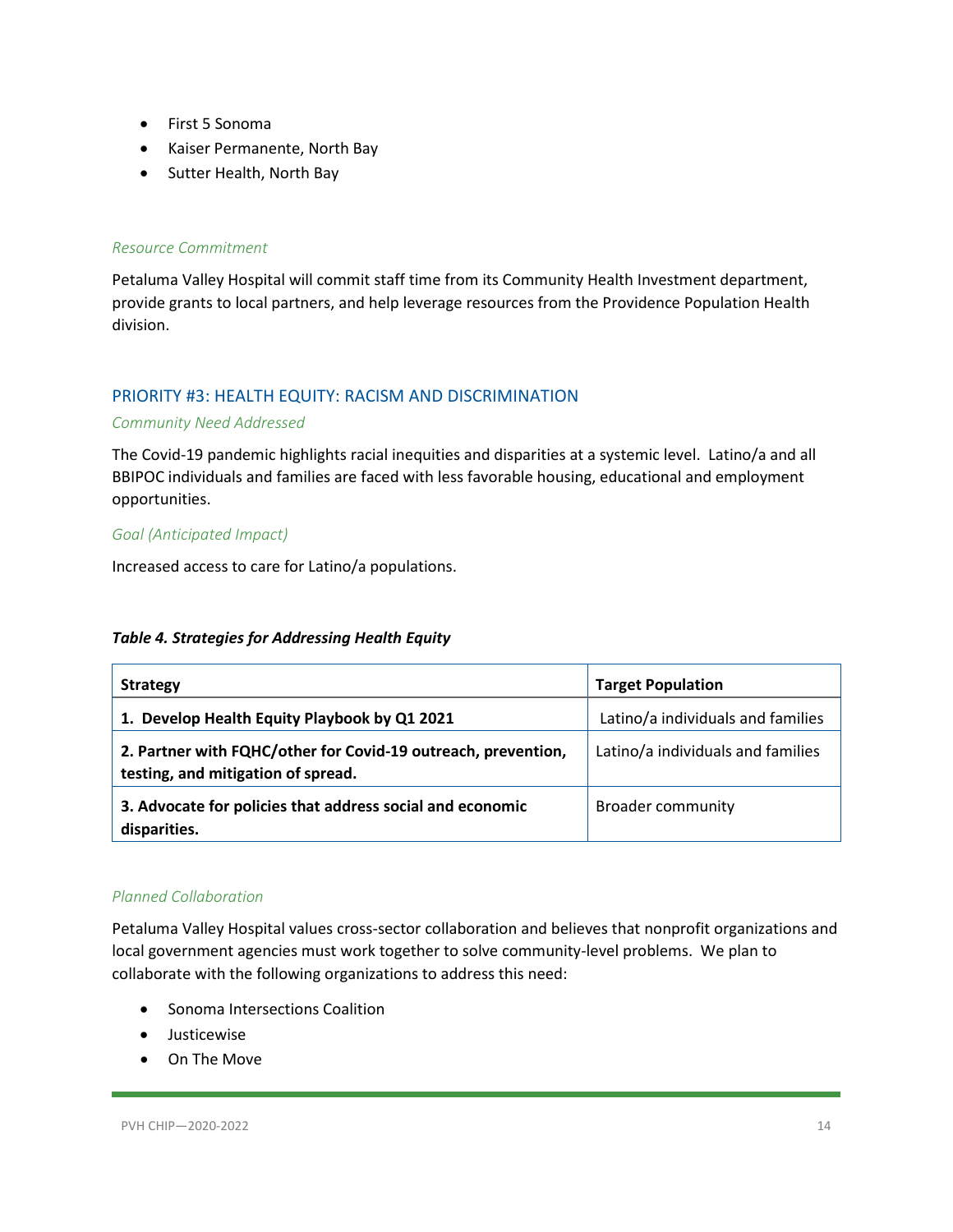- First 5 Sonoma
- Kaiser Permanente, North Bay
- Sutter Health, North Bay

*Resource Commitment*

Petaluma Valley Hospital will commit staff time from its Community Health Investment department, provide grants to local partners, and help leverage resources from the Providence Population Health division.

## PRIORITY #3: HEALTH EQUITY: RACISM AND DISCRIMINATION

*Community Need Addressed*

The Covid-19 pandemic highlights racial inequities and disparities at a systemic level. Latino/a and all BBIPOC individuals and families are faced with less favorable housing, educational and employment opportunities.

*Goal (Anticipated Impact)*

Increased access to care for Latino/a populations.

***Table 4. Strategies for Addressing Health Equity***

| Strategy | Target Population |
|---|---|
| **1. Develop Health Equity Playbook by Q1 2021** | Latino/a individuals and families |
| **2. Partner with FQHC/other for Covid-19 outreach, prevention, testing, and mitigation of spread.** | Latino/a individuals and families |
| **3. Advocate for policies that address social and economic disparities.** | Broader community |

*Planned Collaboration*

Petaluma Valley Hospital values cross-sector collaboration and believes that nonprofit organizations and local government agencies must work together to solve community-level problems. We plan to collaborate with the following organizations to address this need:

- Sonoma Intersections Coalition
- Justicewise
- On The Move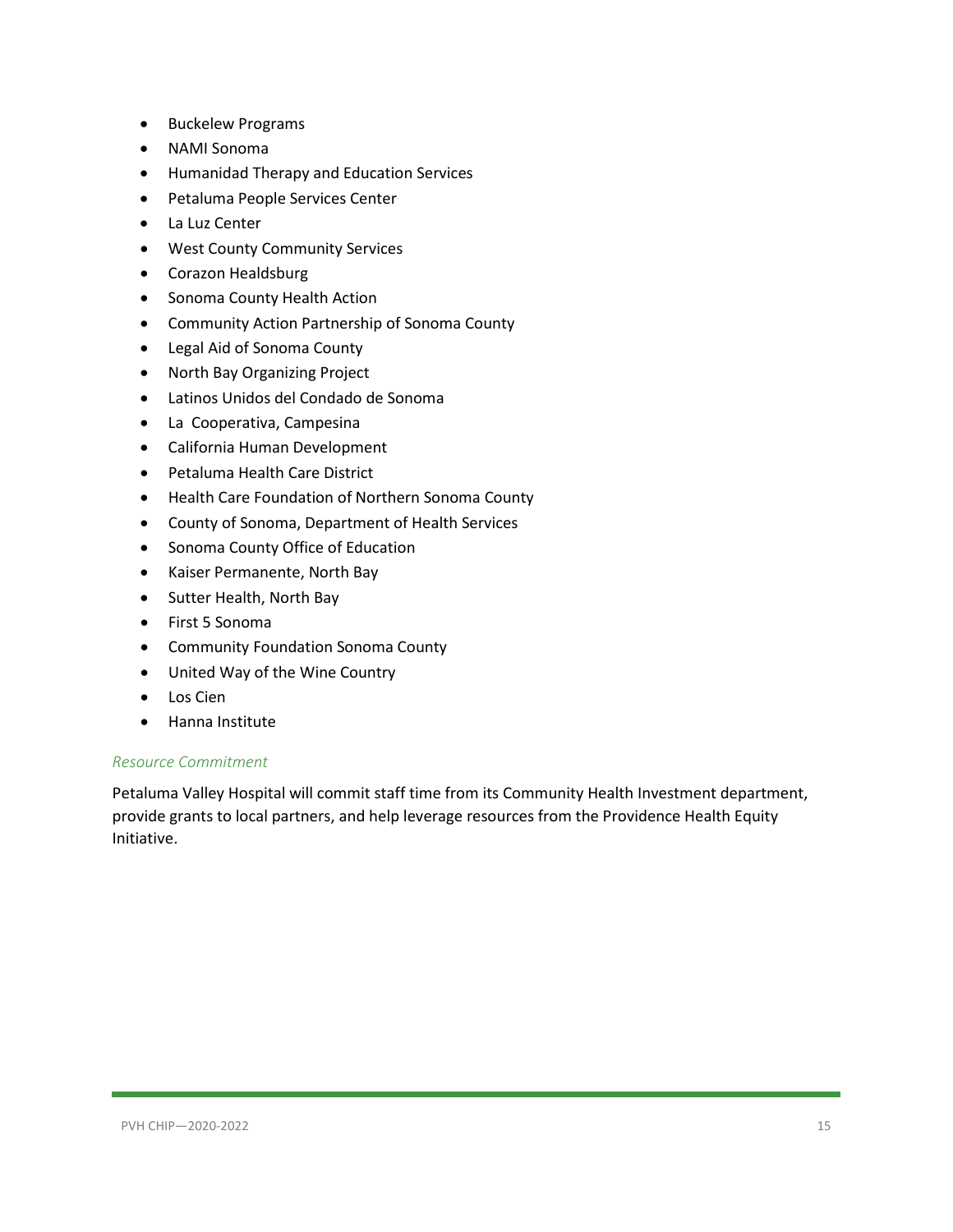- Buckelew Programs
- NAMI Sonoma
- Humanidad Therapy and Education Services
- Petaluma People Services Center
- La Luz Center
- West County Community Services
- Corazon Healdsburg
- Sonoma County Health Action
- Community Action Partnership of Sonoma County
- Legal Aid of Sonoma County
- North Bay Organizing Project
- Latinos Unidos del Condado de Sonoma
- La Cooperativa, Campesina
- California Human Development
- Petaluma Health Care District
- Health Care Foundation of Northern Sonoma County
- County of Sonoma, Department of Health Services
- Sonoma County Office of Education
- Kaiser Permanente, North Bay
- Sutter Health, North Bay
- First 5 Sonoma
- Community Foundation Sonoma County
- United Way of the Wine Country
- Los Cien
- Hanna Institute

*Resource Commitment*

Petaluma Valley Hospital will commit staff time from its Community Health Investment department, provide grants to local partners, and help leverage resources from the Providence Health Equity Initiative.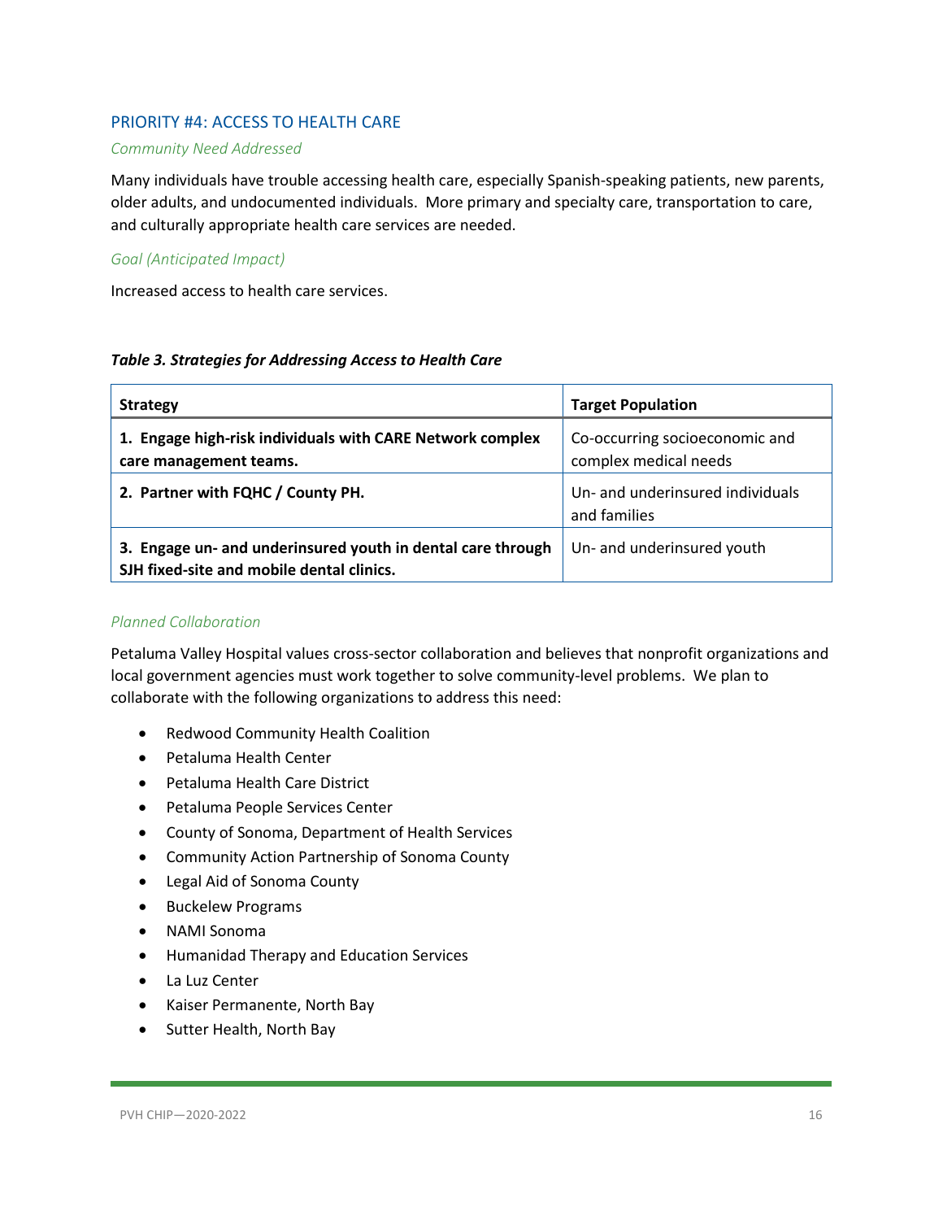## PRIORITY #4: ACCESS TO HEALTH CARE

*Community Need Addressed*

Many individuals have trouble accessing health care, especially Spanish-speaking patients, new parents, older adults, and undocumented individuals. More primary and specialty care, transportation to care, and culturally appropriate health care services are needed.

*Goal (Anticipated Impact)*

Increased access to health care services.

***Table 3. Strategies for Addressing Access to Health Care***

| Strategy | Target Population |
|---|---|
| **1. Engage high-risk individuals with CARE Network complex care management teams.** | Co-occurring socioeconomic and complex medical needs |
| **2. Partner with FQHC / County PH.** | Un- and underinsured individuals and families |
| **3. Engage un- and underinsured youth in dental care through SJH fixed-site and mobile dental clinics.** | Un- and underinsured youth |

*Planned Collaboration*

Petaluma Valley Hospital values cross-sector collaboration and believes that nonprofit organizations and local government agencies must work together to solve community-level problems. We plan to collaborate with the following organizations to address this need:

- Redwood Community Health Coalition
- Petaluma Health Center
- Petaluma Health Care District
- Petaluma People Services Center
- County of Sonoma, Department of Health Services
- Community Action Partnership of Sonoma County
- Legal Aid of Sonoma County
- Buckelew Programs
- NAMI Sonoma
- Humanidad Therapy and Education Services
- La Luz Center
- Kaiser Permanente, North Bay
- Sutter Health, North Bay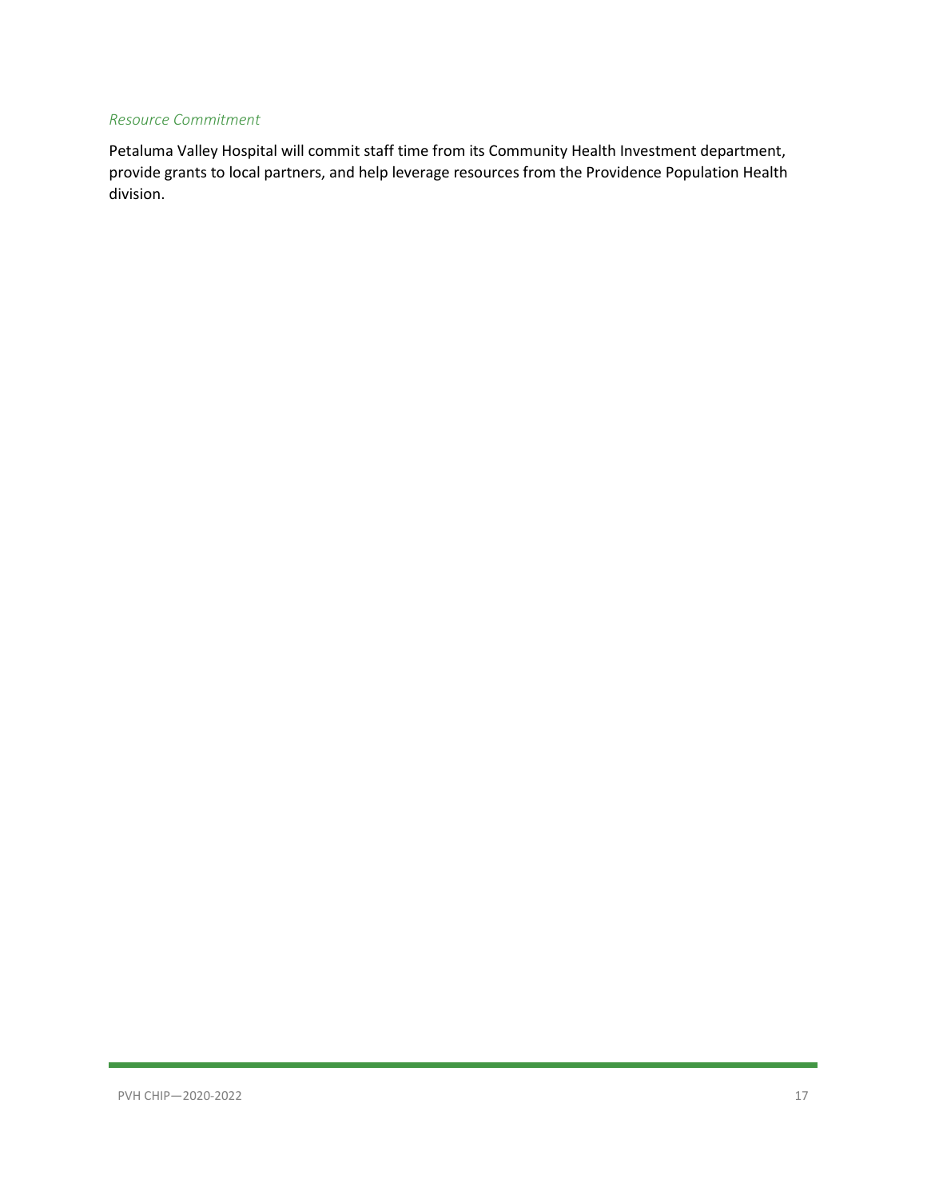*Resource Commitment*

Petaluma Valley Hospital will commit staff time from its Community Health Investment department, provide grants to local partners, and help leverage resources from the Providence Population Health division.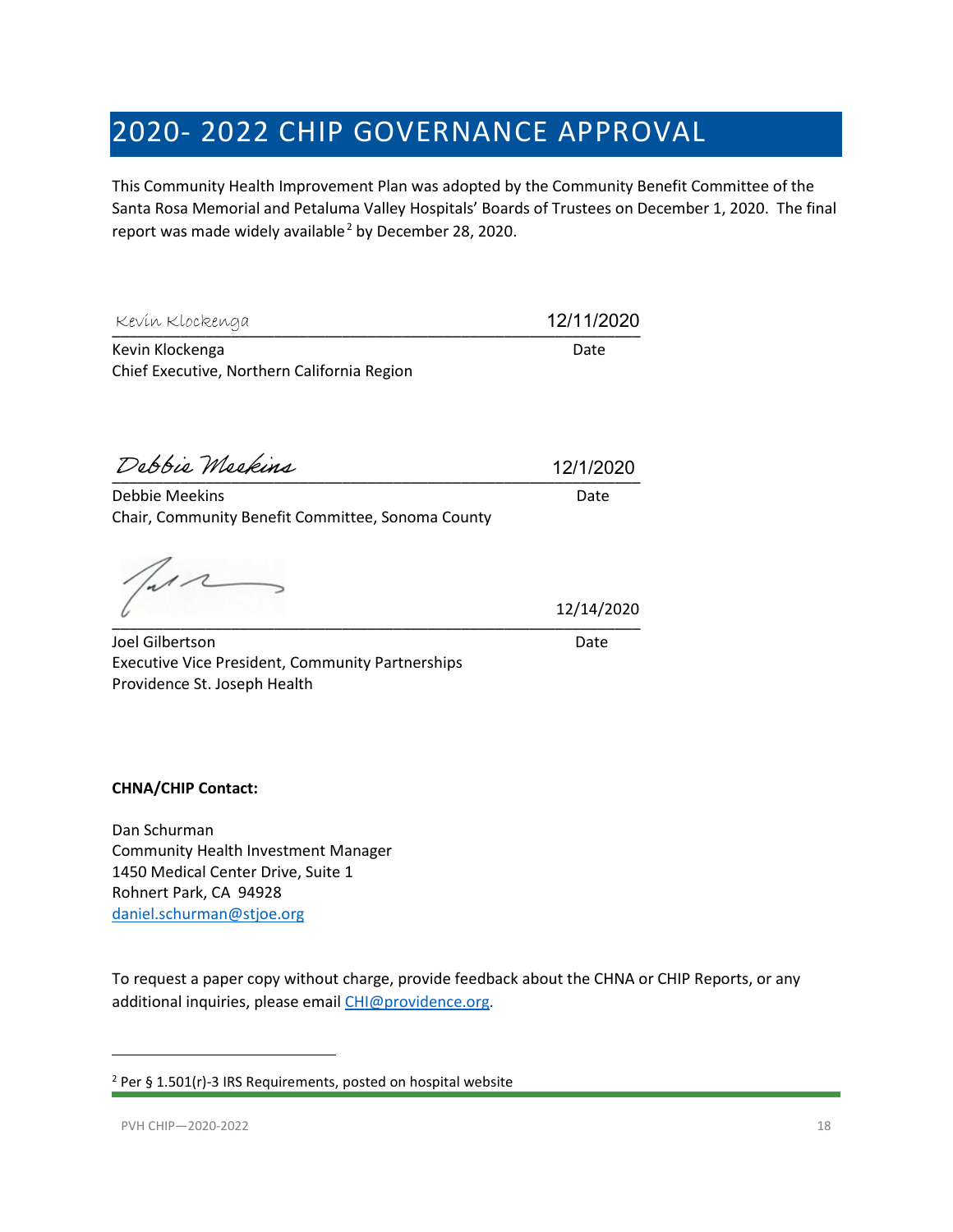# 2020- 2022 CHIP GOVERNANCE APPROVAL

This Community Health Improvement Plan was adopted by the Community Benefit Committee of the Santa Rosa Memorial and Petaluma Valley Hospitals' Boards of Trustees on December 1, 2020. The final report was made widely available[2] by December 28, 2020.

Kevin Klockenga 12/11/2020

Kevin Klockenga Date
Chief Executive, Northern California Region

Debbie Meekins 12/1/2020

Debbie Meekins Date
Chair, Community Benefit Committee, Sonoma County

12/14/2020

Joel Gilbertson Date
Executive Vice President, Community Partnerships
Providence St. Joseph Health

**CHNA/CHIP Contact:**

Dan Schurman
Community Health Investment Manager
1450 Medical Center Drive, Suite 1
Rohnert Park, CA 94928
daniel.schurman@stjoe.org

To request a paper copy without charge, provide feedback about the CHNA or CHIP Reports, or any additional inquiries, please email CHI@providence.org.

[2] Per § 1.501(r)-3 IRS Requirements, posted on hospital website